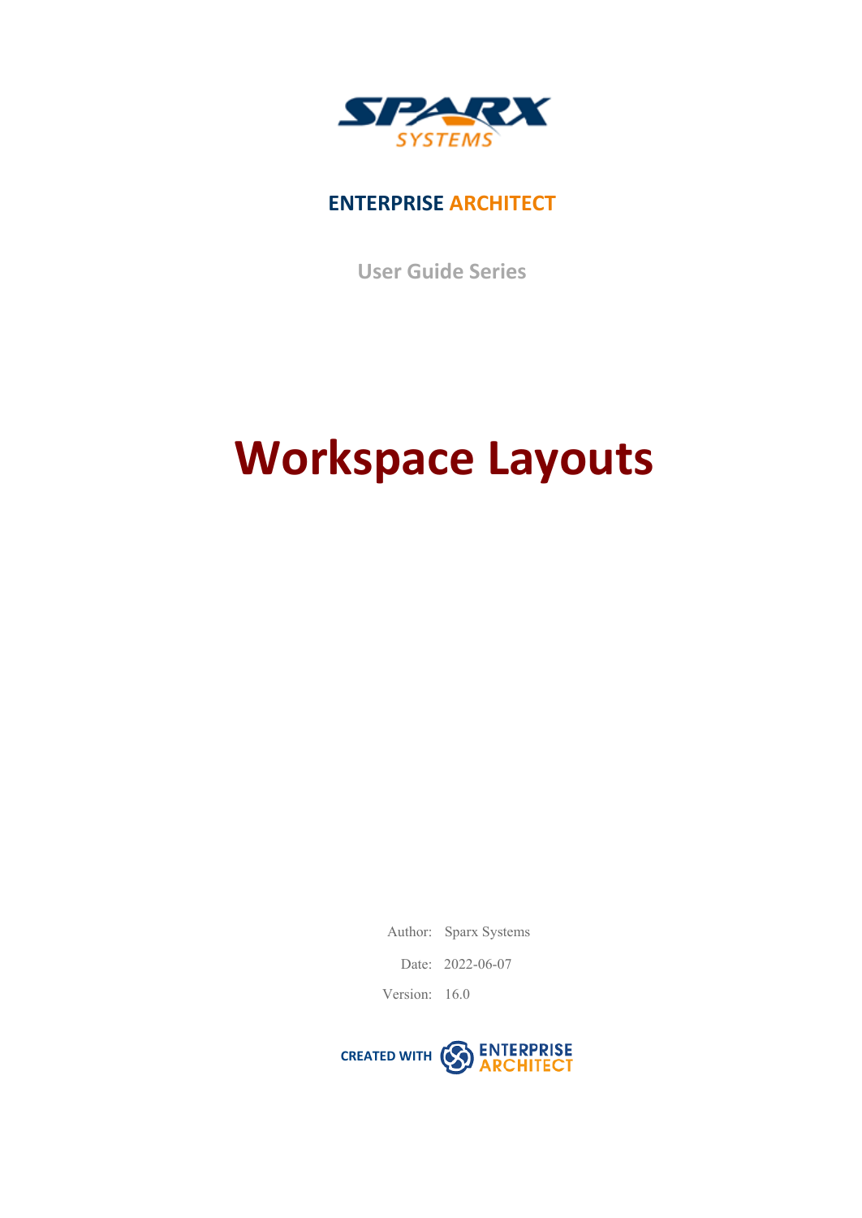**ENTERPRISE ARCHITECT**

User Guide Series

# Workspace Layouts

Author: Sparx Systems

Date: 2022-06-07

Version: 16.0

CREATED WITH ENTERPRISE ARCHITECT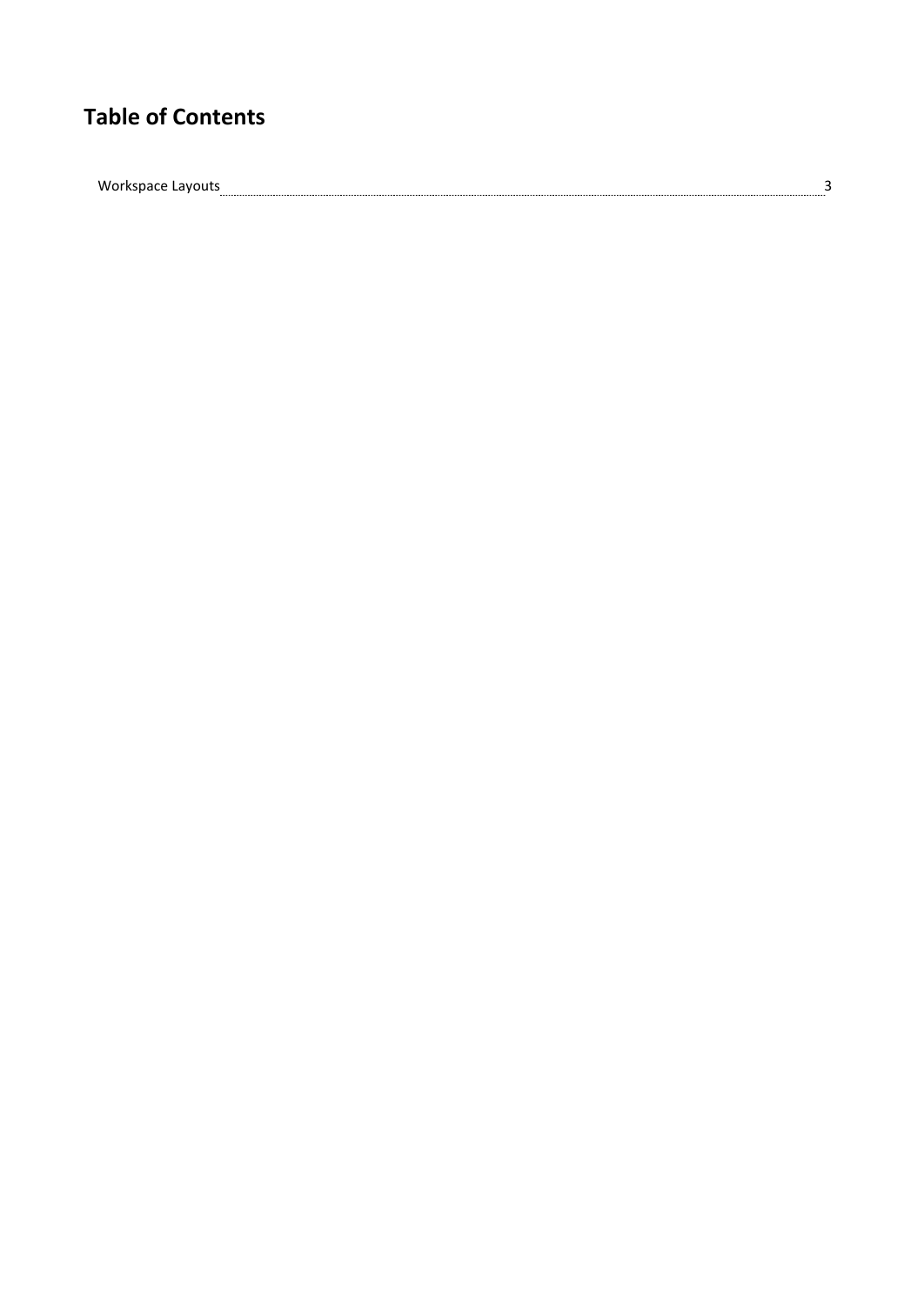# Table of Contents

Workspace Layouts ........................................................................................................ 3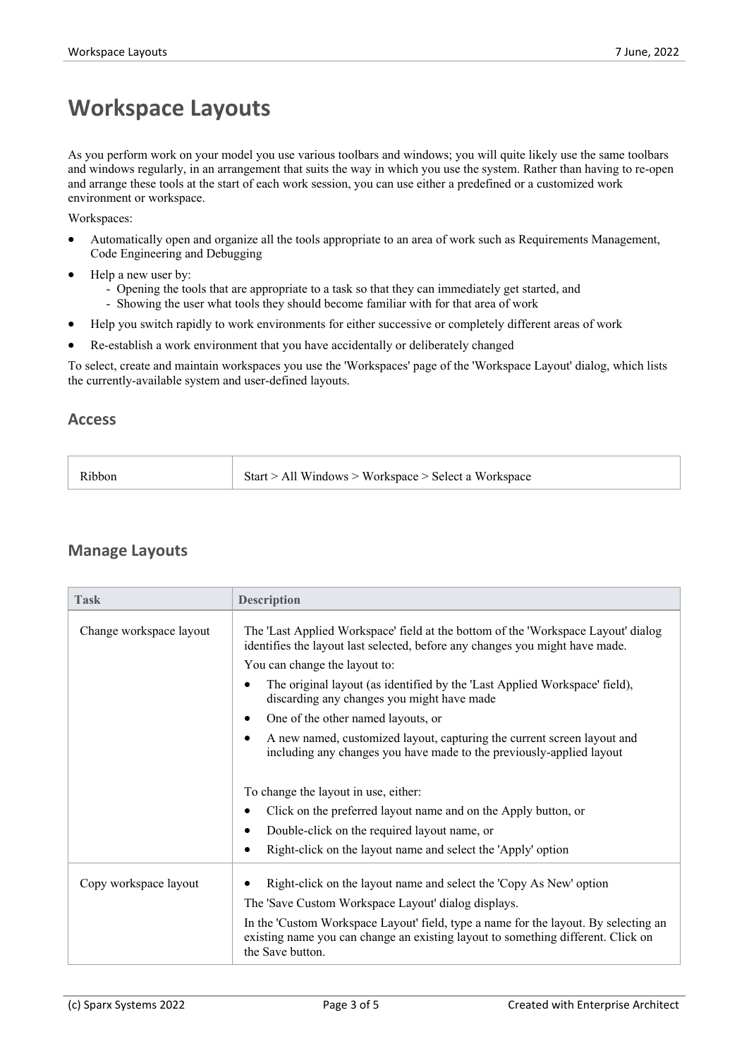# Workspace Layouts

As you perform work on your model you use various toolbars and windows; you will quite likely use the same toolbars and windows regularly, in an arrangement that suits the way in which you use the system. Rather than having to re-open and arrange these tools at the start of each work session, you can use either a predefined or a customized work environment or workspace.

Workspaces:

- Automatically open and organize all the tools appropriate to an area of work such as Requirements Management, Code Engineering and Debugging
- Help a new user by:
  - Opening the tools that are appropriate to a task so that they can immediately get started, and
  - Showing the user what tools they should become familiar with for that area of work
- Help you switch rapidly to work environments for either successive or completely different areas of work
- Re-establish a work environment that you have accidentally or deliberately changed

To select, create and maintain workspaces you use the 'Workspaces' page of the 'Workspace Layout' dialog, which lists the currently-available system and user-defined layouts.

## Access

| | |
|---|---|
| Ribbon | Start > All Windows > Workspace > Select a Workspace |

## Manage Layouts

| Task | Description |
|---|---|
| Change workspace layout | The 'Last Applied Workspace' field at the bottom of the 'Workspace Layout' dialog identifies the layout last selected, before any changes you might have made.<br>You can change the layout to:<br>• The original layout (as identified by the 'Last Applied Workspace' field), discarding any changes you might have made<br>• One of the other named layouts, or<br>• A new named, customized layout, capturing the current screen layout and including any changes you have made to the previously-applied layout<br><br>To change the layout in use, either:<br>• Click on the preferred layout name and on the Apply button, or<br>• Double-click on the required layout name, or<br>• Right-click on the layout name and select the 'Apply' option |
| Copy workspace layout | • Right-click on the layout name and select the 'Copy As New' option<br>The 'Save Custom Workspace Layout' dialog displays.<br>In the 'Custom Workspace Layout' field, type a name for the layout. By selecting an existing name you can change an existing layout to something different. Click on the Save button. |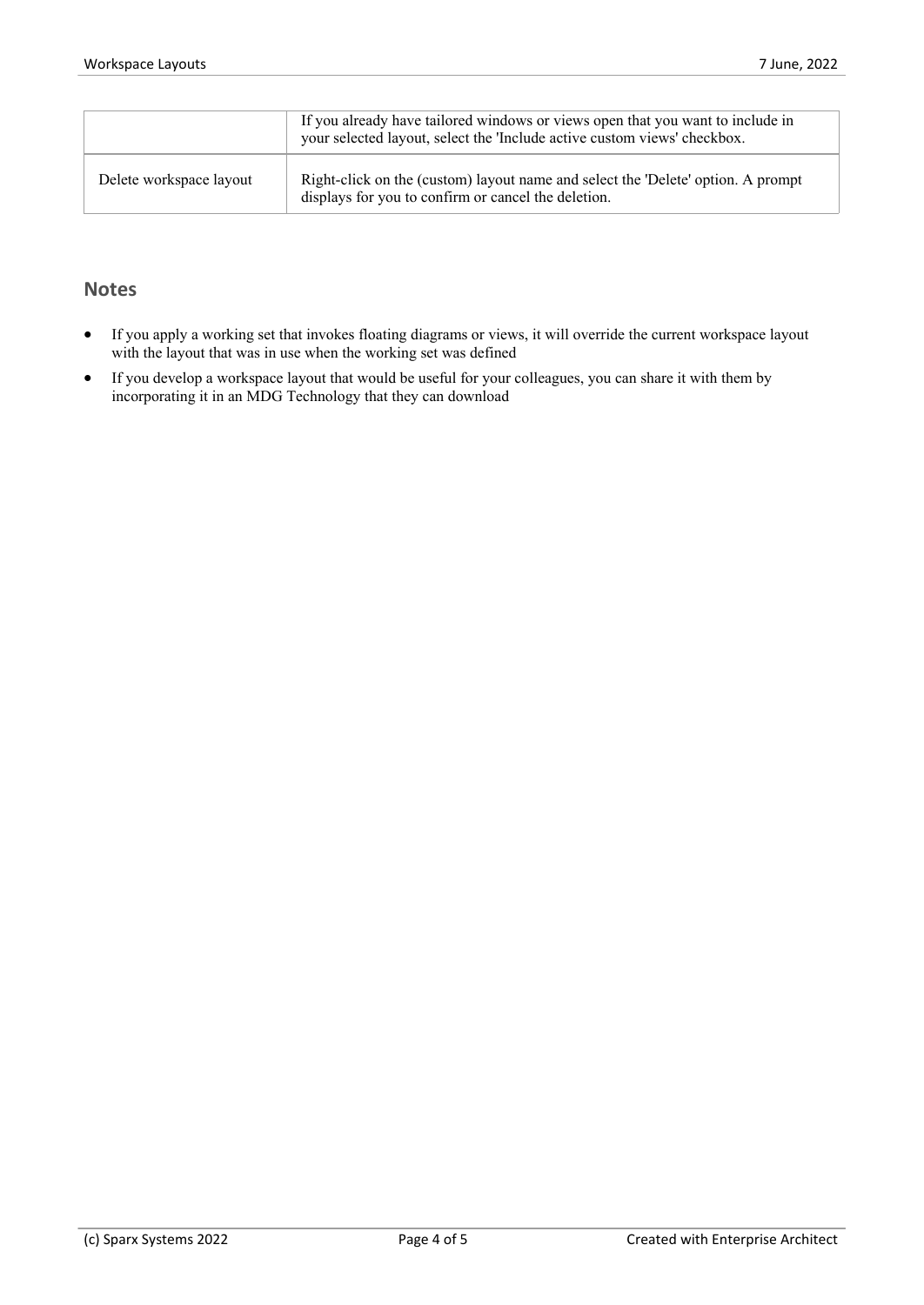| | |
|---|---|
| | If you already have tailored windows or views open that you want to include in your selected layout, select the 'Include active custom views' checkbox. |
| Delete workspace layout | Right-click on the (custom) layout name and select the 'Delete' option. A prompt displays for you to confirm or cancel the deletion. |

## Notes

- If you apply a working set that invokes floating diagrams or views, it will override the current workspace layout with the layout that was in use when the working set was defined
- If you develop a workspace layout that would be useful for your colleagues, you can share it with them by incorporating it in an MDG Technology that they can download